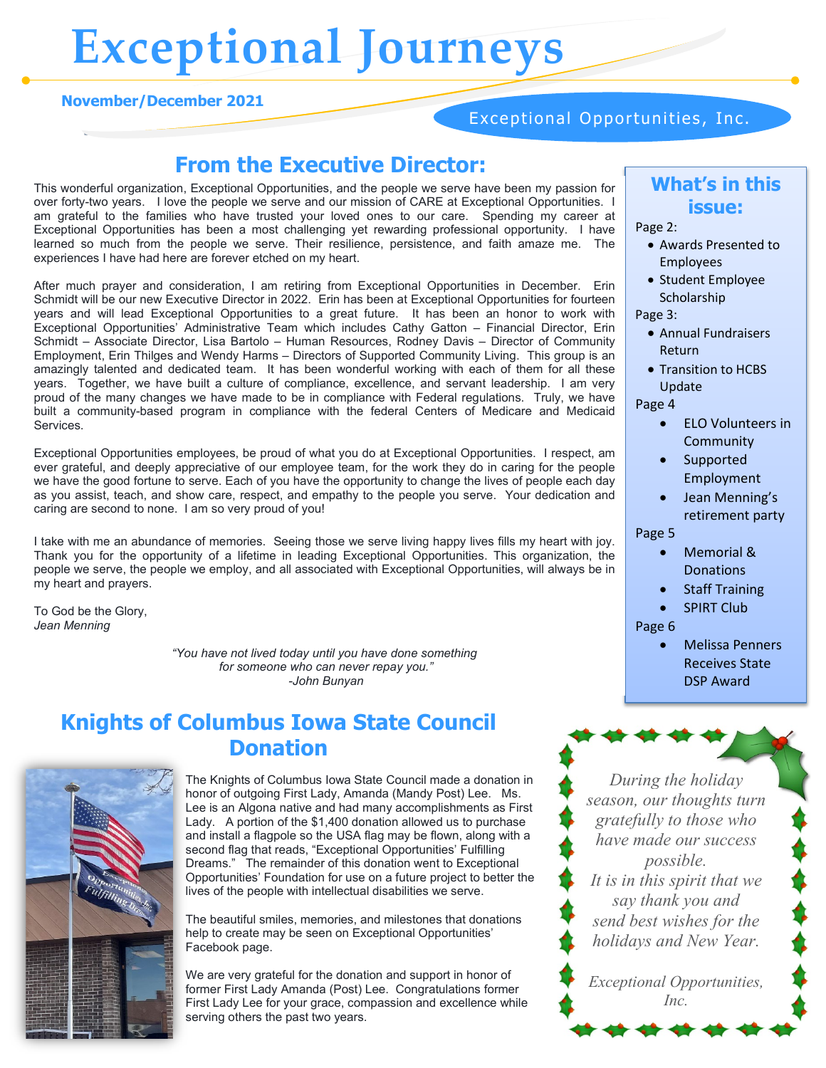# Exceptional Journeys

**November/December 2021**

Exceptional Opportunities, Inc.

## From the Executive Director:

This wonderful organization, Exceptional Opportunities, and the people we serve have been my passion for over forty-two years. I love the people we serve and our mission of CARE at Exceptional Opportunities. I am grateful to the families who have trusted your loved ones to our care. Spending my career at Exceptional Opportunities has been a most challenging yet rewarding professional opportunity. I have learned so much from the people we serve. Their resilience, persistence, and faith amaze me. The experiences I have had here are forever etched on my heart.

After much prayer and consideration, I am retiring from Exceptional Opportunities in December. Erin Schmidt will be our new Executive Director in 2022. Erin has been at Exceptional Opportunities for fourteen years and will lead Exceptional Opportunities to a great future. It has been an honor to work with Exceptional Opportunities' Administrative Team which includes Cathy Gatton – Financial Director, Erin Schmidt – Associate Director, Lisa Bartolo – Human Resources, Rodney Davis – Director of Community Employment, Erin Thilges and Wendy Harms – Directors of Supported Community Living. This group is an amazingly talented and dedicated team. It has been wonderful working with each of them for all these years. Together, we have built a culture of compliance, excellence, and servant leadership. I am very proud of the many changes we have made to be in compliance with Federal regulations. Truly, we have built a community-based program in compliance with the federal Centers of Medicare and Medicaid Services.

Exceptional Opportunities employees, be proud of what you do at Exceptional Opportunities. I respect, am ever grateful, and deeply appreciative of our employee team, for the work they do in caring for the people we have the good fortune to serve. Each of you have the opportunity to change the lives of people each day as you assist, teach, and show care, respect, and empathy to the people you serve. Your dedication and caring are second to none. I am so very proud of you!

I take with me an abundance of memories. Seeing those we serve living happy lives fills my heart with joy. Thank you for the opportunity of a lifetime in leading Exceptional Opportunities. This organization, the people we serve, the people we employ, and all associated with Exceptional Opportunities, will always be in my heart and prayers.

To God be the Glory,
*Jean Menning*

*"You have not lived today until you have done something for someone who can never repay you."*
*-John Bunyan*

## What's in this issue:

Page 2:
- Awards Presented to Employees
- Student Employee Scholarship

Page 3:
- Annual Fundraisers Return
- Transition to HCBS Update

Page 4
- ELO Volunteers in Community
- Supported Employment
- Jean Menning's retirement party

Page 5
- Memorial & Donations
- Staff Training
- SPIRT Club

Page 6
- Melissa Penners Receives State DSP Award

## Knights of Columbus Iowa State Council Donation

The Knights of Columbus Iowa State Council made a donation in honor of outgoing First Lady, Amanda (Mandy Post) Lee. Ms. Lee is an Algona native and had many accomplishments as First Lady. A portion of the $1,400 donation allowed us to purchase and install a flagpole so the USA flag may be flown, along with a second flag that reads, "Exceptional Opportunities' Fulfilling Dreams." The remainder of this donation went to Exceptional Opportunities' Foundation for use on a future project to better the lives of the people with intellectual disabilities we serve.

The beautiful smiles, memories, and milestones that donations help to create may be seen on Exceptional Opportunities' Facebook page.

We are very grateful for the donation and support in honor of former First Lady Amanda (Post) Lee. Congratulations former First Lady Lee for your grace, compassion and excellence while serving others the past two years.

*During the holiday season, our thoughts turn gratefully to those who have made our success possible.*
*It is in this spirit that we say thank you and send best wishes for the holidays and New Year.*

*Exceptional Opportunities, Inc.*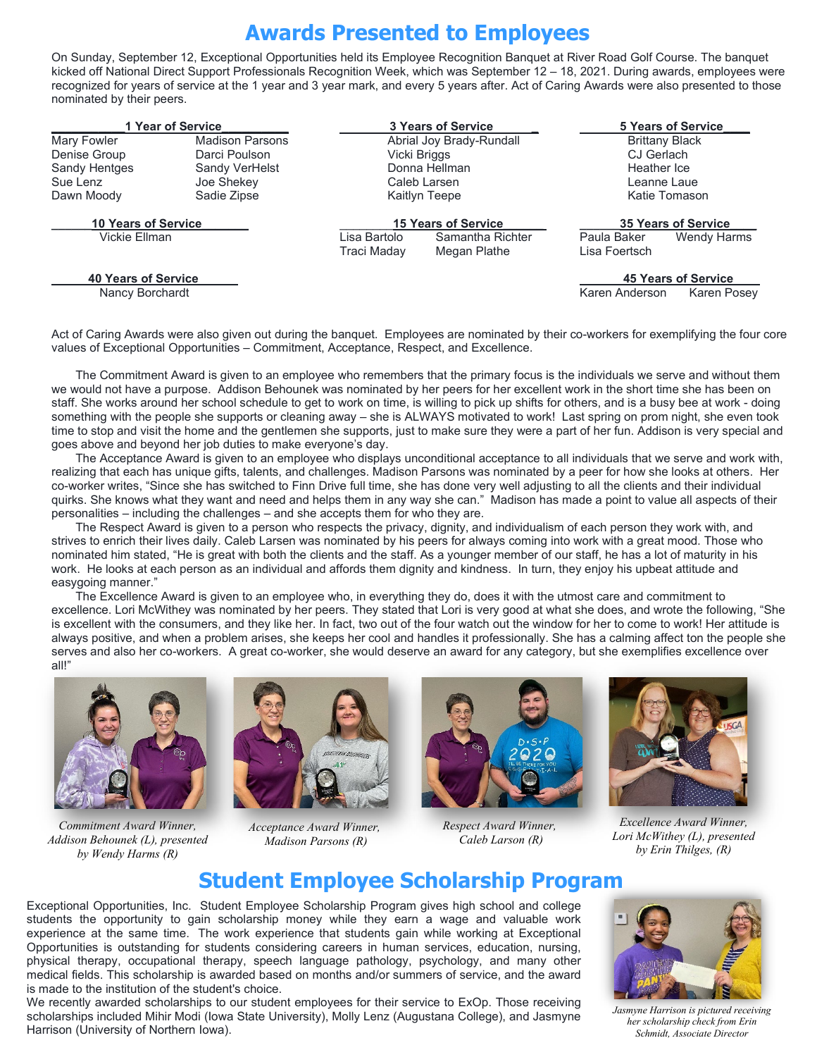# Awards Presented to Employees

On Sunday, September 12, Exceptional Opportunities held its Employee Recognition Banquet at River Road Golf Course. The banquet kicked off National Direct Support Professionals Recognition Week, which was September 12 – 18, 2021. During awards, employees were recognized for years of service at the 1 year and 3 year mark, and every 5 years after. Act of Caring Awards were also presented to those nominated by their peers.

### 1 Year of Service

Mary Fowler, Denise Group, Sandy Hentges, Sue Lenz, Dawn Moody, Madison Parsons, Darci Poulson, Sandy VerHelst, Joe Shekey, Sadie Zipse

### 3 Years of Service

Abrial Joy Brady-Rundall, Vicki Briggs, Donna Hellman, Caleb Larsen, Kaitlyn Teepe

### 5 Years of Service

Brittany Black, CJ Gerlach, Heather Ice, Leanne Laue, Katie Tomason

### 10 Years of Service

Vickie Ellman

### 15 Years of Service

Lisa Bartolo, Samantha Richter, Traci Maday, Megan Plathe

### 35 Years of Service

Paula Baker, Wendy Harms, Lisa Foertsch

### 40 Years of Service

Nancy Borchardt

### 45 Years of Service

Karen Anderson, Karen Posey

Act of Caring Awards were also given out during the banquet. Employees are nominated by their co-workers for exemplifying the four core values of Exceptional Opportunities – Commitment, Acceptance, Respect, and Excellence.

The Commitment Award is given to an employee who remembers that the primary focus is the individuals we serve and without them we would not have a purpose. Addison Behounek was nominated by her peers for her excellent work in the short time she has been on staff. She works around her school schedule to get to work on time, is willing to pick up shifts for others, and is a busy bee at work - doing something with the people she supports or cleaning away – she is ALWAYS motivated to work! Last spring on prom night, she even took time to stop and visit the home and the gentlemen she supports, just to make sure they were a part of her fun. Addison is very special and goes above and beyond her job duties to make everyone's day.

The Acceptance Award is given to an employee who displays unconditional acceptance to all individuals that we serve and work with, realizing that each has unique gifts, talents, and challenges. Madison Parsons was nominated by a peer for how she looks at others. Her co-worker writes, "Since she has switched to Finn Drive full time, she has done very well adjusting to all the clients and their individual quirks. She knows what they want and need and helps them in any way she can." Madison has made a point to value all aspects of their personalities – including the challenges – and she accepts them for who they are.

The Respect Award is given to a person who respects the privacy, dignity, and individualism of each person they work with, and strives to enrich their lives daily. Caleb Larsen was nominated by his peers for always coming into work with a great mood. Those who nominated him stated, "He is great with both the clients and the staff. As a younger member of our staff, he has a lot of maturity in his work. He looks at each person as an individual and affords them dignity and kindness. In turn, they enjoy his upbeat attitude and easygoing manner."

The Excellence Award is given to an employee who, in everything they do, does it with the utmost care and commitment to excellence. Lori McWithey was nominated by her peers. They stated that Lori is very good at what she does, and wrote the following, "She is excellent with the consumers, and they like her. In fact, two out of the four watch out the window for her to come to work! Her attitude is always positive, and when a problem arises, she keeps her cool and handles it professionally. She has a calming affect ton the people she serves and also her co-workers. A great co-worker, she would deserve an award for any category, but she exemplifies excellence over all!"

*Commitment Award Winner, Addison Behounek (L), presented by Wendy Harms (R)*

*Acceptance Award Winner, Madison Parsons (R)*

*Respect Award Winner, Caleb Larson (R)*

*Excellence Award Winner, Lori McWithey (L), presented by Erin Thilges, (R)*

# Student Employee Scholarship Program

Exceptional Opportunities, Inc. Student Employee Scholarship Program gives high school and college students the opportunity to gain scholarship money while they earn a wage and valuable work experience at the same time. The work experience that students gain while working at Exceptional Opportunities is outstanding for students considering careers in human services, education, nursing, physical therapy, occupational therapy, speech language pathology, psychology, and many other medical fields. This scholarship is awarded based on months and/or summers of service, and the award is made to the institution of the student's choice.

We recently awarded scholarships to our student employees for their service to ExOp. Those receiving scholarships included Mihir Modi (Iowa State University), Molly Lenz (Augustana College), and Jasmyne Harrison (University of Northern Iowa).

*Jasmyne Harrison is pictured receiving her scholarship check from Erin Schmidt, Associate Director*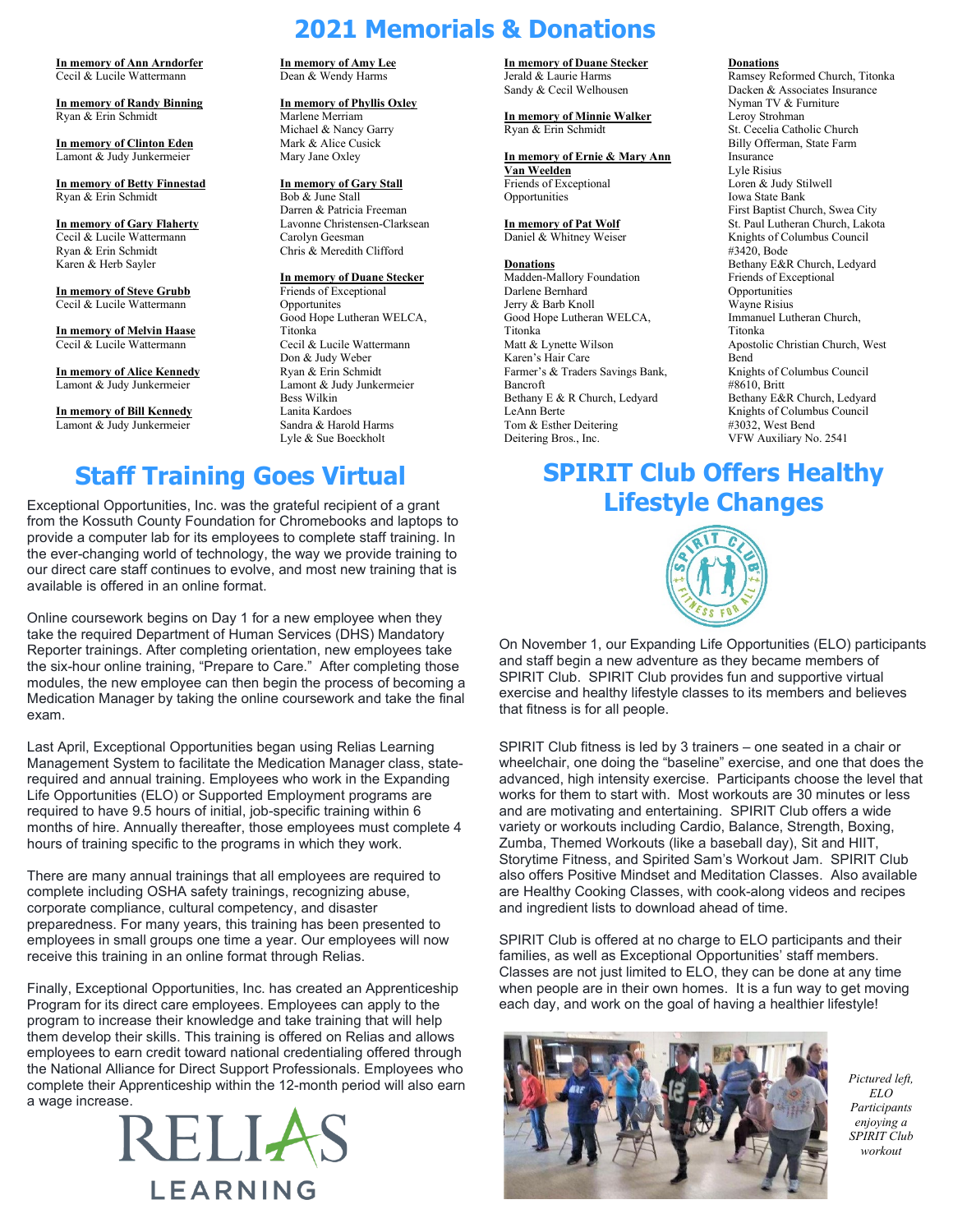# 2021 Memorials & Donations

**In memory of Ann Arndorfer**
Cecil & Lucile Wattermann

**In memory of Randy Binning**
Ryan & Erin Schmidt

**In memory of Clinton Eden**
Lamont & Judy Junkermeier

**In memory of Betty Finnestad**
Ryan & Erin Schmidt

**In memory of Gary Flaherty**
Cecil & Lucile Wattermann
Ryan & Erin Schmidt
Karen & Herb Sayler

**In memory of Steve Grubb**
Cecil & Lucile Wattermann

**In memory of Melvin Haase**
Cecil & Lucile Wattermann

**In memory of Alice Kennedy**
Lamont & Judy Junkermeier

**In memory of Bill Kennedy**
Lamont & Judy Junkermeier

**In memory of Amy Lee**
Dean & Wendy Harms

**In memory of Phyllis Oxley**
Marlene Merriam
Michael & Nancy Garry
Mark & Alice Cusick
Mary Jane Oxley

**In memory of Gary Stall**
Bob & June Stall
Darren & Patricia Freeman
Lavonne Christensen-Clarksean
Carolyn Geesman
Chris & Meredith Clifford

**In memory of Duane Stecker**
Friends of Exceptional Opportunites
Good Hope Lutheran WELCA, Titonka
Cecil & Lucile Wattermann
Don & Judy Weber
Ryan & Erin Schmidt
Lamont & Judy Junkermeier
Bess Wilkin
Lanita Kardoes
Sandra & Harold Harms
Lyle & Sue Boeckholt

**In memory of Duane Stecker**
Jerald & Laurie Harms
Sandy & Cecil Welhousen

**In memory of Minnie Walker**
Ryan & Erin Schmidt

**In memory of Ernie & Mary Ann Van Weelden**
Friends of Exceptional Opportunities

**In memory of Pat Wolf**
Daniel & Whitney Weiser

**Donations**
Madden-Mallory Foundation
Darlene Bernhard
Jerry & Barb Knoll
Good Hope Lutheran WELCA, Titonka
Matt & Lynette Wilson
Karen's Hair Care
Farmer's & Traders Savings Bank, Bancroft
Bethany E & R Church, Ledyard
LeAnn Berte
Tom & Esther Deitering
Deitering Bros., Inc.

**Donations**
Ramsey Reformed Church, Titonka
Dacken & Associates Insurance
Nyman TV & Furniture
Leroy Strohman
St. Cecelia Catholic Church
Billy Offerman, State Farm Insurance
Lyle Risius
Loren & Judy Stilwell
Iowa State Bank
First Baptist Church, Swea City
St. Paul Lutheran Church, Lakota
Knights of Columbus Council #3420, Bode
Bethany E&R Church, Ledyard
Friends of Exceptional Opportunities
Wayne Risius
Immanuel Lutheran Church, Titonka
Apostolic Christian Church, West Bend
Knights of Columbus Council #8610, Britt
Bethany E&R Church, Ledyard
Knights of Columbus Council #3032, West Bend
VFW Auxiliary No. 2541

## Staff Training Goes Virtual

Exceptional Opportunities, Inc. was the grateful recipient of a grant from the Kossuth County Foundation for Chromebooks and laptops to provide a computer lab for its employees to complete staff training. In the ever-changing world of technology, the way we provide training to our direct care staff continues to evolve, and most new training that is available is offered in an online format.

Online coursework begins on Day 1 for a new employee when they take the required Department of Human Services (DHS) Mandatory Reporter trainings. After completing orientation, new employees take the six-hour online training, "Prepare to Care." After completing those modules, the new employee can then begin the process of becoming a Medication Manager by taking the online coursework and take the final exam.

Last April, Exceptional Opportunities began using Relias Learning Management System to facilitate the Medication Manager class, state-required and annual training. Employees who work in the Expanding Life Opportunities (ELO) or Supported Employment programs are required to have 9.5 hours of initial, job-specific training within 6 months of hire. Annually thereafter, those employees must complete 4 hours of training specific to the programs in which they work.

There are many annual trainings that all employees are required to complete including OSHA safety trainings, recognizing abuse, corporate compliance, cultural competency, and disaster preparedness. For many years, this training has been presented to employees in small groups one time a year. Our employees will now receive this training in an online format through Relias.

Finally, Exceptional Opportunities, Inc. has created an Apprenticeship Program for its direct care employees. Employees can apply to the program to increase their knowledge and take training that will help them develop their skills. This training is offered on Relias and allows employees to earn credit toward national credentialing offered through the National Alliance for Direct Support Professionals. Employees who complete their Apprenticeship within the 12-month period will also earn a wage increase.

RELIAS LEARNING

## SPIRIT Club Offers Healthy Lifestyle Changes

On November 1, our Expanding Life Opportunities (ELO) participants and staff begin a new adventure as they became members of SPIRIT Club. SPIRIT Club provides fun and supportive virtual exercise and healthy lifestyle classes to its members and believes that fitness is for all people.

SPIRIT Club fitness is led by 3 trainers – one seated in a chair or wheelchair, one doing the "baseline" exercise, and one that does the advanced, high intensity exercise. Participants choose the level that works for them to start with. Most workouts are 30 minutes or less and are motivating and entertaining. SPIRIT Club offers a wide variety or workouts including Cardio, Balance, Strength, Boxing, Zumba, Themed Workouts (like a baseball day), Sit and HIIT, Storytime Fitness, and Spirited Sam's Workout Jam. SPIRIT Club also offers Positive Mindset and Meditation Classes. Also available are Healthy Cooking Classes, with cook-along videos and recipes and ingredient lists to download ahead of time.

SPIRIT Club is offered at no charge to ELO participants and their families, as well as Exceptional Opportunities' staff members. Classes are not just limited to ELO, they can be done at any time when people are in their own homes. It is a fun way to get moving each day, and work on the goal of having a healthier lifestyle!

*Pictured left, ELO Participants enjoying a SPIRIT Club workout*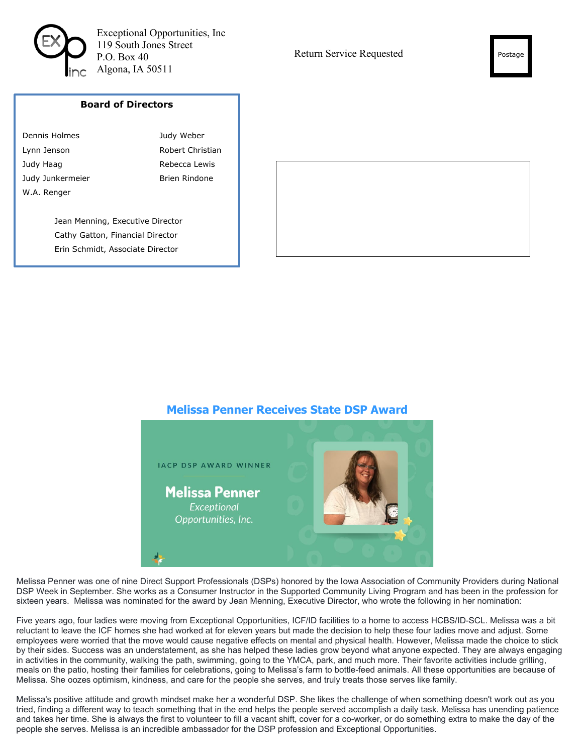Exceptional Opportunities, Inc
119 South Jones Street
P.O. Box 40
Algona, IA 50511

Return Service Requested

Postage

**Board of Directors**

Dennis Holmes
Lynn Jenson
Judy Haag
Judy Junkermeier
W.A. Renger
Judy Weber
Robert Christian
Rebecca Lewis
Brien Rindone

Jean Menning, Executive Director
Cathy Gatton, Financial Director
Erin Schmidt, Associate Director

## Melissa Penner Receives State DSP Award

IACP DSP AWARD WINNER

**Melissa Penner**

*Exceptional Opportunities, Inc.*

Melissa Penner was one of nine Direct Support Professionals (DSPs) honored by the Iowa Association of Community Providers during National DSP Week in September. She works as a Consumer Instructor in the Supported Community Living Program and has been in the profession for sixteen years. Melissa was nominated for the award by Jean Menning, Executive Director, who wrote the following in her nomination:

Five years ago, four ladies were moving from Exceptional Opportunities, ICF/ID facilities to a home to access HCBS/ID-SCL. Melissa was a bit reluctant to leave the ICF homes she had worked at for eleven years but made the decision to help these four ladies move and adjust. Some employees were worried that the move would cause negative effects on mental and physical health. However, Melissa made the choice to stick by their sides. Success was an understatement, as she has helped these ladies grow beyond what anyone expected. They are always engaging in activities in the community, walking the path, swimming, going to the YMCA, park, and much more. Their favorite activities include grilling, meals on the patio, hosting their families for celebrations, going to Melissa's farm to bottle-feed animals. All these opportunities are because of Melissa. She oozes optimism, kindness, and care for the people she serves, and truly treats those serves like family.

Melissa's positive attitude and growth mindset make her a wonderful DSP. She likes the challenge of when something doesn't work out as you tried, finding a different way to teach something that in the end helps the people served accomplish a daily task. Melissa has unending patience and takes her time. She is always the first to volunteer to fill a vacant shift, cover for a co-worker, or do something extra to make the day of the people she serves. Melissa is an incredible ambassador for the DSP profession and Exceptional Opportunities.